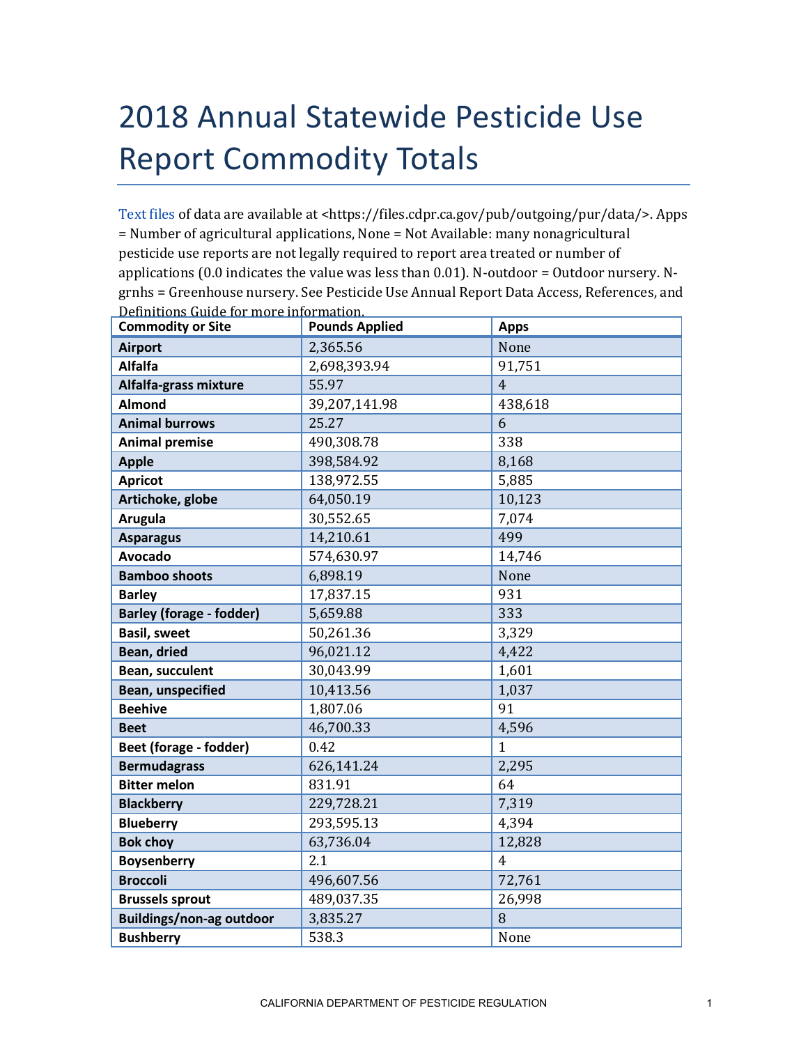# 2018 Annual Statewide Pesticide Use Report Commodity Totals

Text files of data are available at <https://files.cdpr.ca.gov/pub/outgoing/pur/data/>. Apps = Number of agricultural applications, None = Not Available: many nonagricultural pesticide use reports are not legally required to report area treated or number of applications (0.0 indicates the value was less than 0.01). N-outdoor = Outdoor nursery. N-grnhs = Greenhouse nursery. See Pesticide Use Annual Report Data Access, References, and Definitions Guide for more information.

| Commodity or Site | Pounds Applied | Apps |
|---|---|---|
| **Airport** | 2,365.56 | None |
| **Alfalfa** | 2,698,393.94 | 91,751 |
| **Alfalfa-grass mixture** | 55.97 | 4 |
| **Almond** | 39,207,141.98 | 438,618 |
| **Animal burrows** | 25.27 | 6 |
| **Animal premise** | 490,308.78 | 338 |
| **Apple** | 398,584.92 | 8,168 |
| **Apricot** | 138,972.55 | 5,885 |
| **Artichoke, globe** | 64,050.19 | 10,123 |
| **Arugula** | 30,552.65 | 7,074 |
| **Asparagus** | 14,210.61 | 499 |
| **Avocado** | 574,630.97 | 14,746 |
| **Bamboo shoots** | 6,898.19 | None |
| **Barley** | 17,837.15 | 931 |
| **Barley (forage - fodder)** | 5,659.88 | 333 |
| **Basil, sweet** | 50,261.36 | 3,329 |
| **Bean, dried** | 96,021.12 | 4,422 |
| **Bean, succulent** | 30,043.99 | 1,601 |
| **Bean, unspecified** | 10,413.56 | 1,037 |
| **Beehive** | 1,807.06 | 91 |
| **Beet** | 46,700.33 | 4,596 |
| **Beet (forage - fodder)** | 0.42 | 1 |
| **Bermudagrass** | 626,141.24 | 2,295 |
| **Bitter melon** | 831.91 | 64 |
| **Blackberry** | 229,728.21 | 7,319 |
| **Blueberry** | 293,595.13 | 4,394 |
| **Bok choy** | 63,736.04 | 12,828 |
| **Boysenberry** | 2.1 | 4 |
| **Broccoli** | 496,607.56 | 72,761 |
| **Brussels sprout** | 489,037.35 | 26,998 |
| **Buildings/non-ag outdoor** | 3,835.27 | 8 |
| **Bushberry** | 538.3 | None |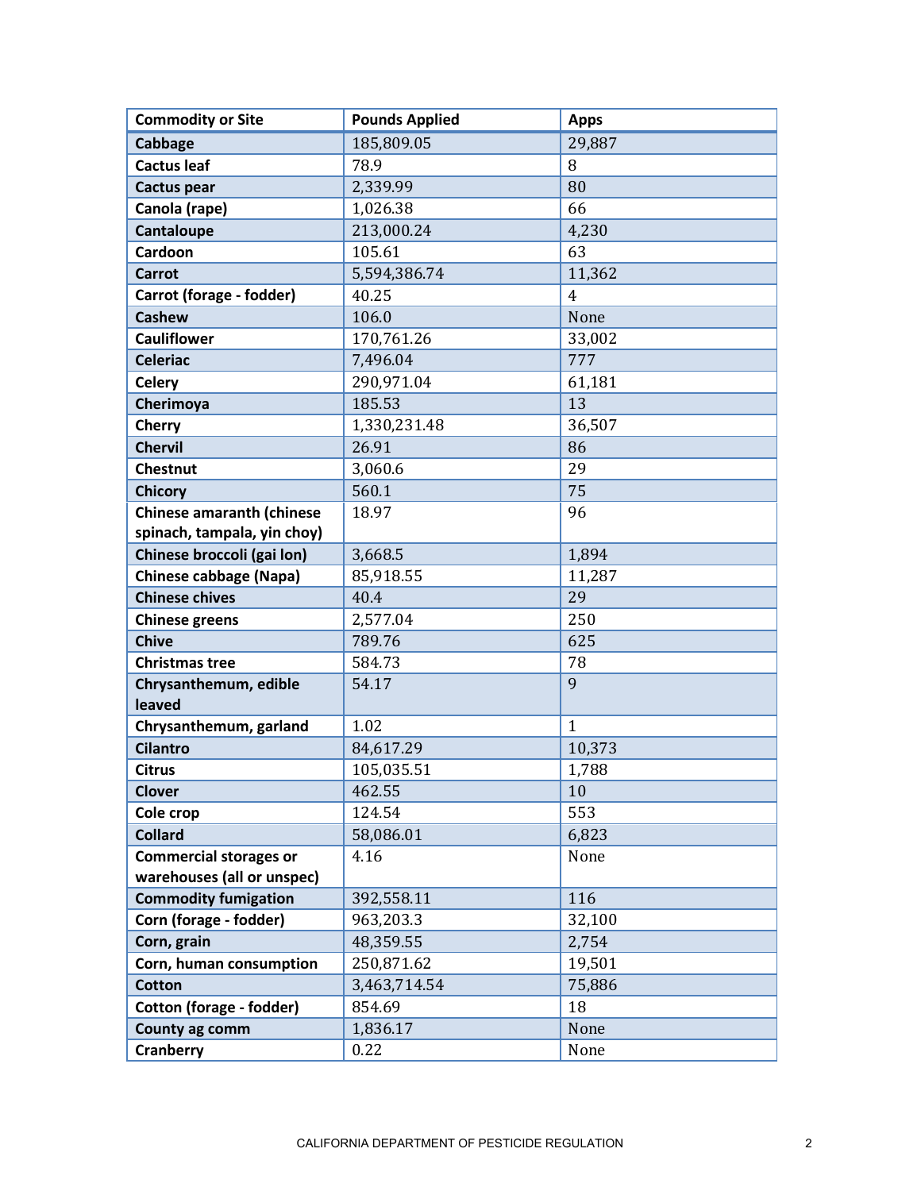| Commodity or Site | Pounds Applied | Apps |
|---|---|---|
| Cabbage | 185,809.05 | 29,887 |
| Cactus leaf | 78.9 | 8 |
| Cactus pear | 2,339.99 | 80 |
| Canola (rape) | 1,026.38 | 66 |
| Cantaloupe | 213,000.24 | 4,230 |
| Cardoon | 105.61 | 63 |
| Carrot | 5,594,386.74 | 11,362 |
| Carrot (forage - fodder) | 40.25 | 4 |
| Cashew | 106.0 | None |
| Cauliflower | 170,761.26 | 33,002 |
| Celeriac | 7,496.04 | 777 |
| Celery | 290,971.04 | 61,181 |
| Cherimoya | 185.53 | 13 |
| Cherry | 1,330,231.48 | 36,507 |
| Chervil | 26.91 | 86 |
| Chestnut | 3,060.6 | 29 |
| Chicory | 560.1 | 75 |
| Chinese amaranth (chinese spinach, tampala, yin choy) | 18.97 | 96 |
| Chinese broccoli (gai lon) | 3,668.5 | 1,894 |
| Chinese cabbage (Napa) | 85,918.55 | 11,287 |
| Chinese chives | 40.4 | 29 |
| Chinese greens | 2,577.04 | 250 |
| Chive | 789.76 | 625 |
| Christmas tree | 584.73 | 78 |
| Chrysanthemum, edible leaved | 54.17 | 9 |
| Chrysanthemum, garland | 1.02 | 1 |
| Cilantro | 84,617.29 | 10,373 |
| Citrus | 105,035.51 | 1,788 |
| Clover | 462.55 | 10 |
| Cole crop | 124.54 | 553 |
| Collard | 58,086.01 | 6,823 |
| Commercial storages or warehouses (all or unspec) | 4.16 | None |
| Commodity fumigation | 392,558.11 | 116 |
| Corn (forage - fodder) | 963,203.3 | 32,100 |
| Corn, grain | 48,359.55 | 2,754 |
| Corn, human consumption | 250,871.62 | 19,501 |
| Cotton | 3,463,714.54 | 75,886 |
| Cotton (forage - fodder) | 854.69 | 18 |
| County ag comm | 1,836.17 | None |
| Cranberry | 0.22 | None |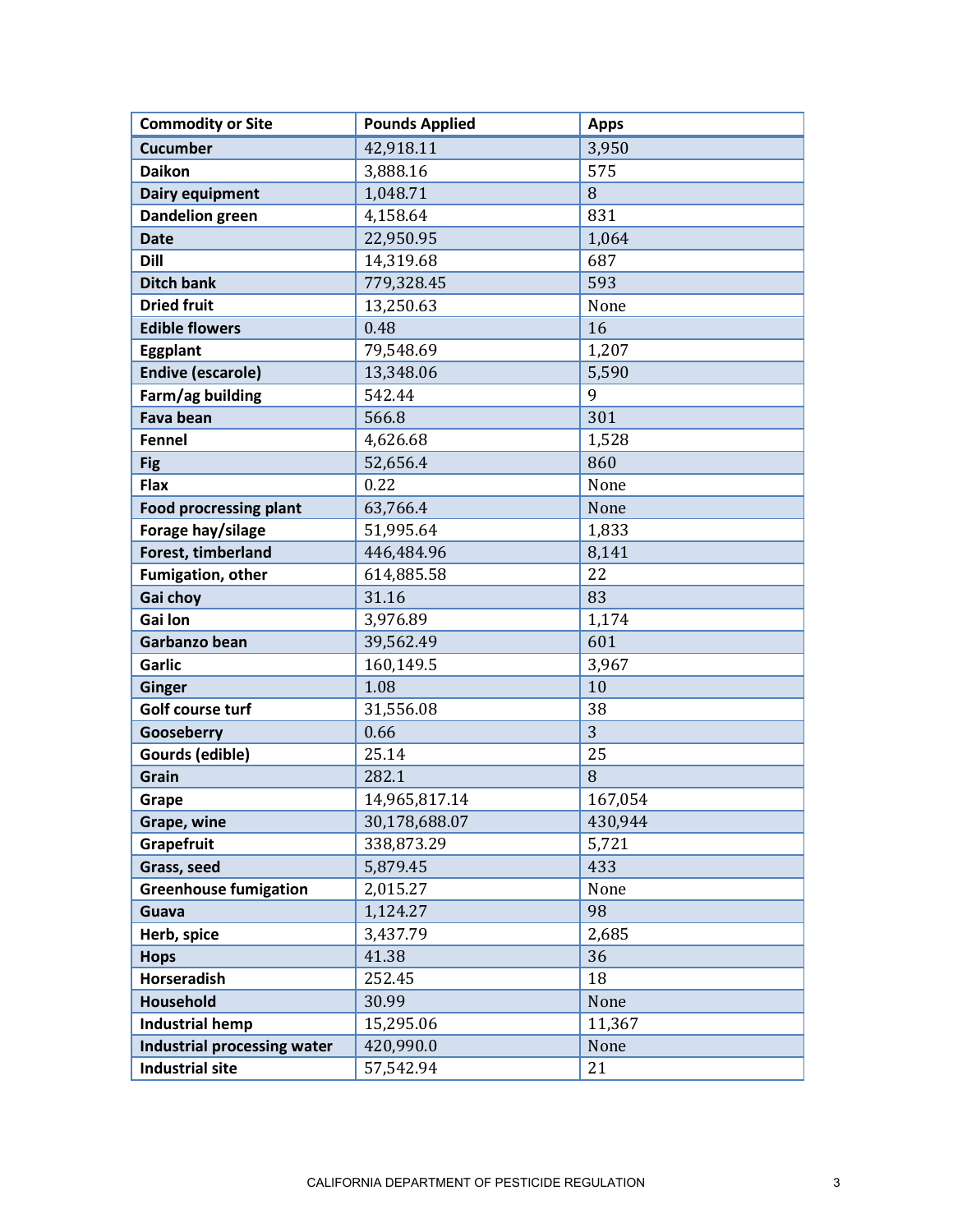| Commodity or Site | Pounds Applied | Apps |
|---|---|---|
| Cucumber | 42,918.11 | 3,950 |
| Daikon | 3,888.16 | 575 |
| Dairy equipment | 1,048.71 | 8 |
| Dandelion green | 4,158.64 | 831 |
| Date | 22,950.95 | 1,064 |
| Dill | 14,319.68 | 687 |
| Ditch bank | 779,328.45 | 593 |
| Dried fruit | 13,250.63 | None |
| Edible flowers | 0.48 | 16 |
| Eggplant | 79,548.69 | 1,207 |
| Endive (escarole) | 13,348.06 | 5,590 |
| Farm/ag building | 542.44 | 9 |
| Fava bean | 566.8 | 301 |
| Fennel | 4,626.68 | 1,528 |
| Fig | 52,656.4 | 860 |
| Flax | 0.22 | None |
| Food procressing plant | 63,766.4 | None |
| Forage hay/silage | 51,995.64 | 1,833 |
| Forest, timberland | 446,484.96 | 8,141 |
| Fumigation, other | 614,885.58 | 22 |
| Gai choy | 31.16 | 83 |
| Gai lon | 3,976.89 | 1,174 |
| Garbanzo bean | 39,562.49 | 601 |
| Garlic | 160,149.5 | 3,967 |
| Ginger | 1.08 | 10 |
| Golf course turf | 31,556.08 | 38 |
| Gooseberry | 0.66 | 3 |
| Gourds (edible) | 25.14 | 25 |
| Grain | 282.1 | 8 |
| Grape | 14,965,817.14 | 167,054 |
| Grape, wine | 30,178,688.07 | 430,944 |
| Grapefruit | 338,873.29 | 5,721 |
| Grass, seed | 5,879.45 | 433 |
| Greenhouse fumigation | 2,015.27 | None |
| Guava | 1,124.27 | 98 |
| Herb, spice | 3,437.79 | 2,685 |
| Hops | 41.38 | 36 |
| Horseradish | 252.45 | 18 |
| Household | 30.99 | None |
| Industrial hemp | 15,295.06 | 11,367 |
| Industrial processing water | 420,990.0 | None |
| Industrial site | 57,542.94 | 21 |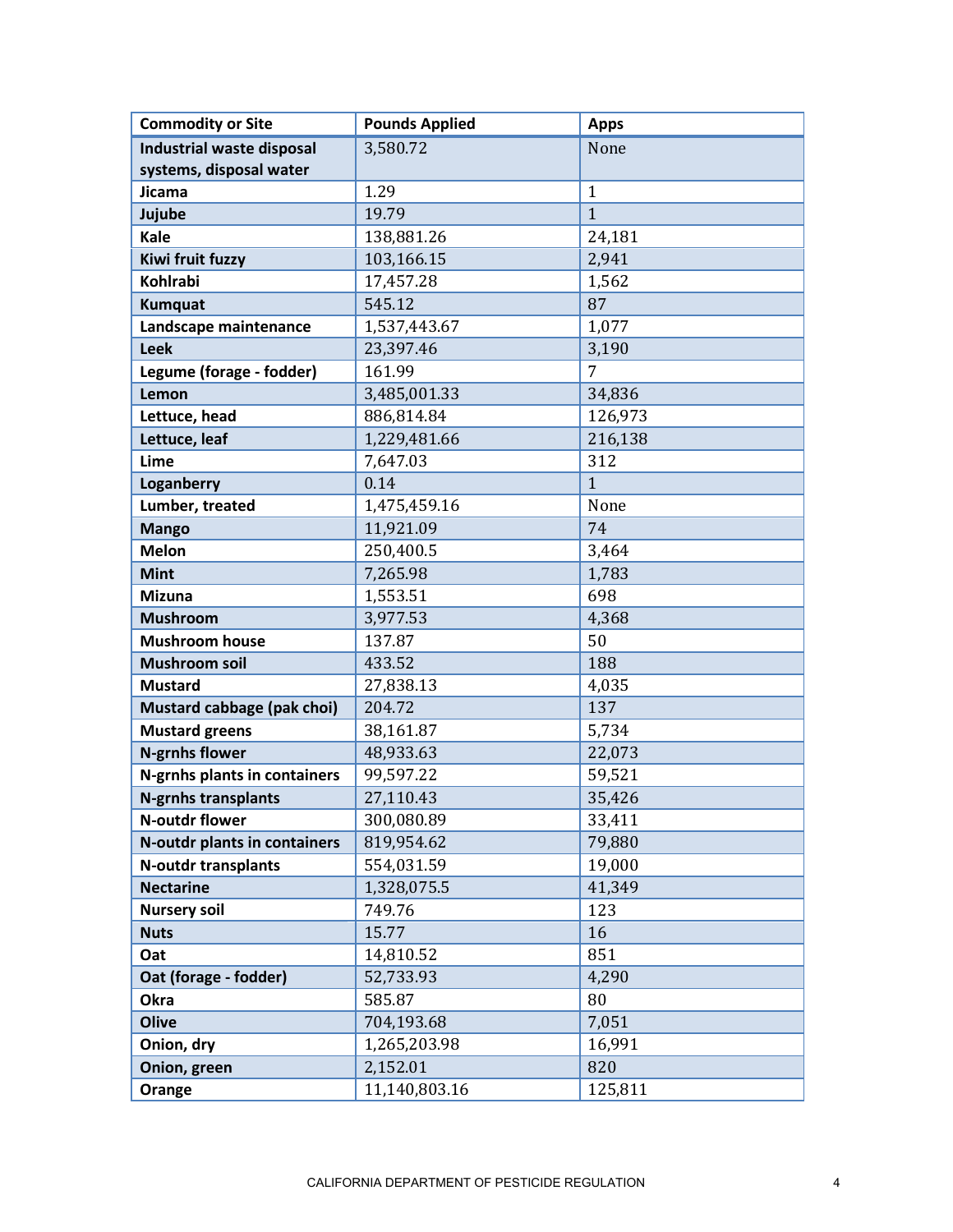| Commodity or Site | Pounds Applied | Apps |
| --- | --- | --- |
| Industrial waste disposal systems, disposal water | 3,580.72 | None |
| Jicama | 1.29 | 1 |
| Jujube | 19.79 | 1 |
| Kale | 138,881.26 | 24,181 |
| Kiwi fruit fuzzy | 103,166.15 | 2,941 |
| Kohlrabi | 17,457.28 | 1,562 |
| Kumquat | 545.12 | 87 |
| Landscape maintenance | 1,537,443.67 | 1,077 |
| Leek | 23,397.46 | 3,190 |
| Legume (forage - fodder) | 161.99 | 7 |
| Lemon | 3,485,001.33 | 34,836 |
| Lettuce, head | 886,814.84 | 126,973 |
| Lettuce, leaf | 1,229,481.66 | 216,138 |
| Lime | 7,647.03 | 312 |
| Loganberry | 0.14 | 1 |
| Lumber, treated | 1,475,459.16 | None |
| Mango | 11,921.09 | 74 |
| Melon | 250,400.5 | 3,464 |
| Mint | 7,265.98 | 1,783 |
| Mizuna | 1,553.51 | 698 |
| Mushroom | 3,977.53 | 4,368 |
| Mushroom house | 137.87 | 50 |
| Mushroom soil | 433.52 | 188 |
| Mustard | 27,838.13 | 4,035 |
| Mustard cabbage (pak choi) | 204.72 | 137 |
| Mustard greens | 38,161.87 | 5,734 |
| N-grnhs flower | 48,933.63 | 22,073 |
| N-grnhs plants in containers | 99,597.22 | 59,521 |
| N-grnhs transplants | 27,110.43 | 35,426 |
| N-outdr flower | 300,080.89 | 33,411 |
| N-outdr plants in containers | 819,954.62 | 79,880 |
| N-outdr transplants | 554,031.59 | 19,000 |
| Nectarine | 1,328,075.5 | 41,349 |
| Nursery soil | 749.76 | 123 |
| Nuts | 15.77 | 16 |
| Oat | 14,810.52 | 851 |
| Oat (forage - fodder) | 52,733.93 | 4,290 |
| Okra | 585.87 | 80 |
| Olive | 704,193.68 | 7,051 |
| Onion, dry | 1,265,203.98 | 16,991 |
| Onion, green | 2,152.01 | 820 |
| Orange | 11,140,803.16 | 125,811 |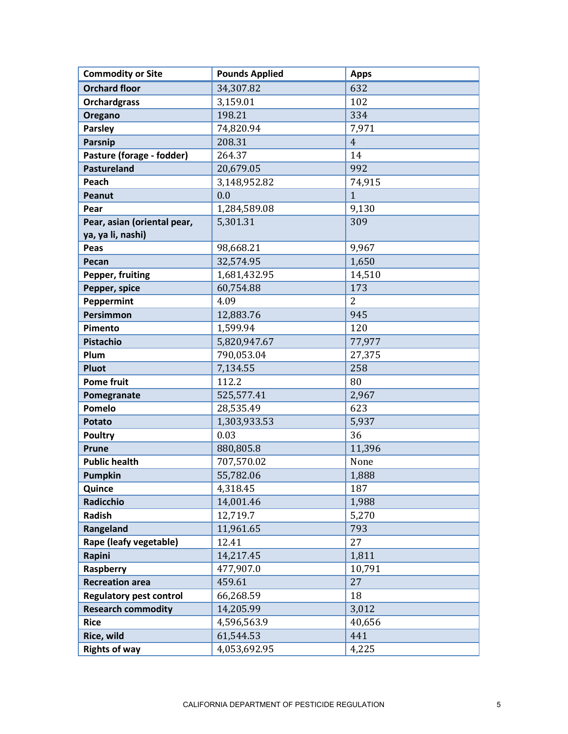| Commodity or Site | Pounds Applied | Apps |
|---|---|---|
| Orchard floor | 34,307.82 | 632 |
| Orchardgrass | 3,159.01 | 102 |
| Oregano | 198.21 | 334 |
| Parsley | 74,820.94 | 7,971 |
| Parsnip | 208.31 | 4 |
| Pasture (forage - fodder) | 264.37 | 14 |
| Pastureland | 20,679.05 | 992 |
| Peach | 3,148,952.82 | 74,915 |
| Peanut | 0.0 | 1 |
| Pear | 1,284,589.08 | 9,130 |
| Pear, asian (oriental pear, ya, ya li, nashi) | 5,301.31 | 309 |
| Peas | 98,668.21 | 9,967 |
| Pecan | 32,574.95 | 1,650 |
| Pepper, fruiting | 1,681,432.95 | 14,510 |
| Pepper, spice | 60,754.88 | 173 |
| Peppermint | 4.09 | 2 |
| Persimmon | 12,883.76 | 945 |
| Pimento | 1,599.94 | 120 |
| Pistachio | 5,820,947.67 | 77,977 |
| Plum | 790,053.04 | 27,375 |
| Pluot | 7,134.55 | 258 |
| Pome fruit | 112.2 | 80 |
| Pomegranate | 525,577.41 | 2,967 |
| Pomelo | 28,535.49 | 623 |
| Potato | 1,303,933.53 | 5,937 |
| Poultry | 0.03 | 36 |
| Prune | 880,805.8 | 11,396 |
| Public health | 707,570.02 | None |
| Pumpkin | 55,782.06 | 1,888 |
| Quince | 4,318.45 | 187 |
| Radicchio | 14,001.46 | 1,988 |
| Radish | 12,719.7 | 5,270 |
| Rangeland | 11,961.65 | 793 |
| Rape (leafy vegetable) | 12.41 | 27 |
| Rapini | 14,217.45 | 1,811 |
| Raspberry | 477,907.0 | 10,791 |
| Recreation area | 459.61 | 27 |
| Regulatory pest control | 66,268.59 | 18 |
| Research commodity | 14,205.99 | 3,012 |
| Rice | 4,596,563.9 | 40,656 |
| Rice, wild | 61,544.53 | 441 |
| Rights of way | 4,053,692.95 | 4,225 |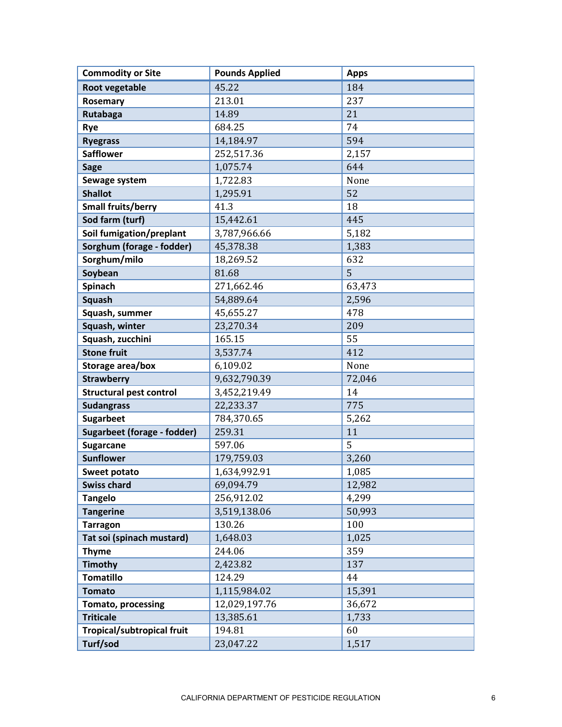| Commodity or Site | Pounds Applied | Apps |
|---|---|---|
| Root vegetable | 45.22 | 184 |
| Rosemary | 213.01 | 237 |
| Rutabaga | 14.89 | 21 |
| Rye | 684.25 | 74 |
| Ryegrass | 14,184.97 | 594 |
| Safflower | 252,517.36 | 2,157 |
| Sage | 1,075.74 | 644 |
| Sewage system | 1,722.83 | None |
| Shallot | 1,295.91 | 52 |
| Small fruits/berry | 41.3 | 18 |
| Sod farm (turf) | 15,442.61 | 445 |
| Soil fumigation/preplant | 3,787,966.66 | 5,182 |
| Sorghum (forage - fodder) | 45,378.38 | 1,383 |
| Sorghum/milo | 18,269.52 | 632 |
| Soybean | 81.68 | 5 |
| Spinach | 271,662.46 | 63,473 |
| Squash | 54,889.64 | 2,596 |
| Squash, summer | 45,655.27 | 478 |
| Squash, winter | 23,270.34 | 209 |
| Squash, zucchini | 165.15 | 55 |
| Stone fruit | 3,537.74 | 412 |
| Storage area/box | 6,109.02 | None |
| Strawberry | 9,632,790.39 | 72,046 |
| Structural pest control | 3,452,219.49 | 14 |
| Sudangrass | 22,233.37 | 775 |
| Sugarbeet | 784,370.65 | 5,262 |
| Sugarbeet (forage - fodder) | 259.31 | 11 |
| Sugarcane | 597.06 | 5 |
| Sunflower | 179,759.03 | 3,260 |
| Sweet potato | 1,634,992.91 | 1,085 |
| Swiss chard | 69,094.79 | 12,982 |
| Tangelo | 256,912.02 | 4,299 |
| Tangerine | 3,519,138.06 | 50,993 |
| Tarragon | 130.26 | 100 |
| Tat soi (spinach mustard) | 1,648.03 | 1,025 |
| Thyme | 244.06 | 359 |
| Timothy | 2,423.82 | 137 |
| Tomatillo | 124.29 | 44 |
| Tomato | 1,115,984.02 | 15,391 |
| Tomato, processing | 12,029,197.76 | 36,672 |
| Triticale | 13,385.61 | 1,733 |
| Tropical/subtropical fruit | 194.81 | 60 |
| Turf/sod | 23,047.22 | 1,517 |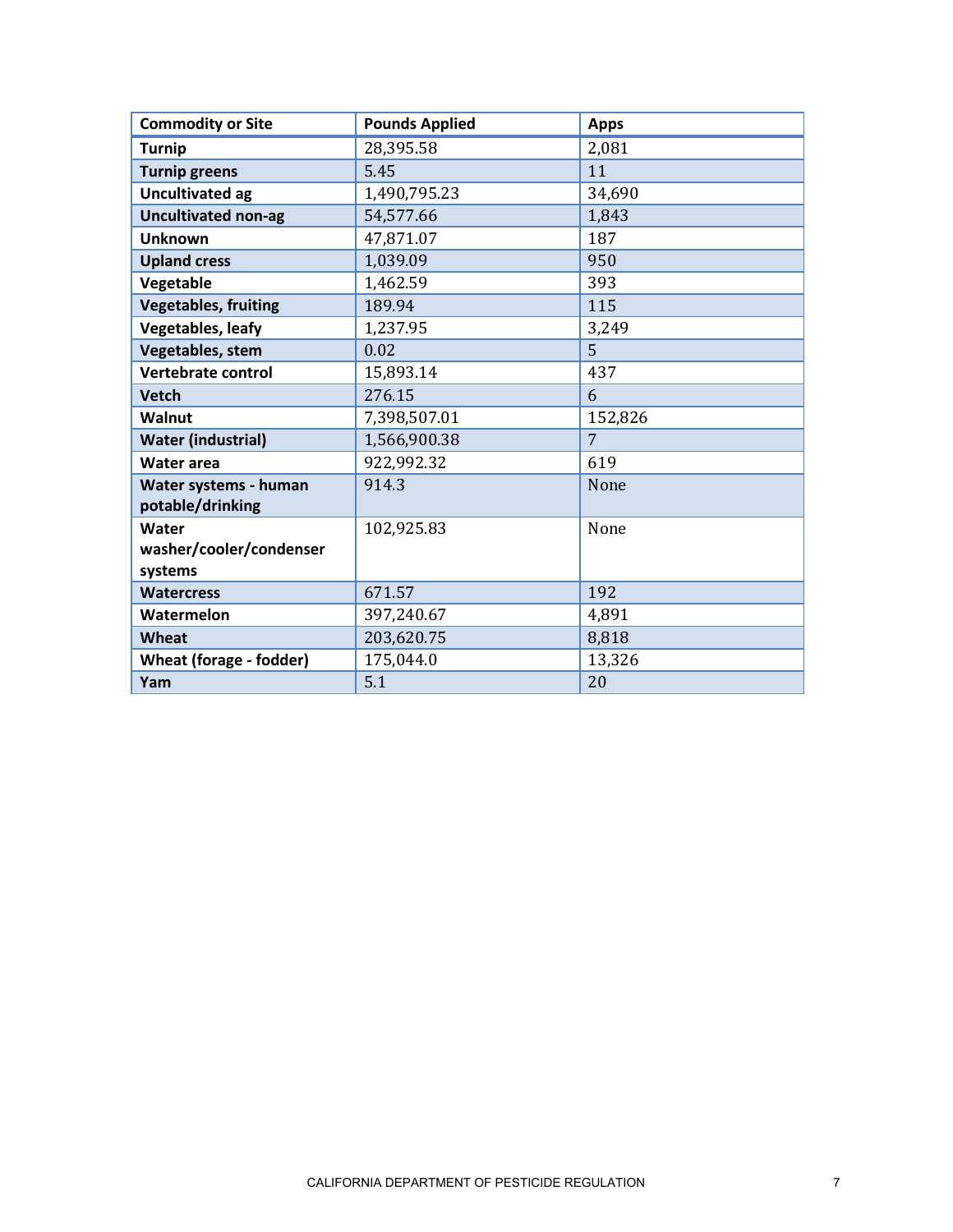| Commodity or Site | Pounds Applied | Apps |
|---|---|---|
| **Turnip** | 28,395.58 | 2,081 |
| **Turnip greens** | 5.45 | 11 |
| **Uncultivated ag** | 1,490,795.23 | 34,690 |
| **Uncultivated non-ag** | 54,577.66 | 1,843 |
| **Unknown** | 47,871.07 | 187 |
| **Upland cress** | 1,039.09 | 950 |
| **Vegetable** | 1,462.59 | 393 |
| **Vegetables, fruiting** | 189.94 | 115 |
| **Vegetables, leafy** | 1,237.95 | 3,249 |
| **Vegetables, stem** | 0.02 | 5 |
| **Vertebrate control** | 15,893.14 | 437 |
| **Vetch** | 276.15 | 6 |
| **Walnut** | 7,398,507.01 | 152,826 |
| **Water (industrial)** | 1,566,900.38 | 7 |
| **Water area** | 922,992.32 | 619 |
| **Water systems - human potable/drinking** | 914.3 | None |
| **Water washer/cooler/condenser systems** | 102,925.83 | None |
| **Watercress** | 671.57 | 192 |
| **Watermelon** | 397,240.67 | 4,891 |
| **Wheat** | 203,620.75 | 8,818 |
| **Wheat (forage - fodder)** | 175,044.0 | 13,326 |
| **Yam** | 5.1 | 20 |